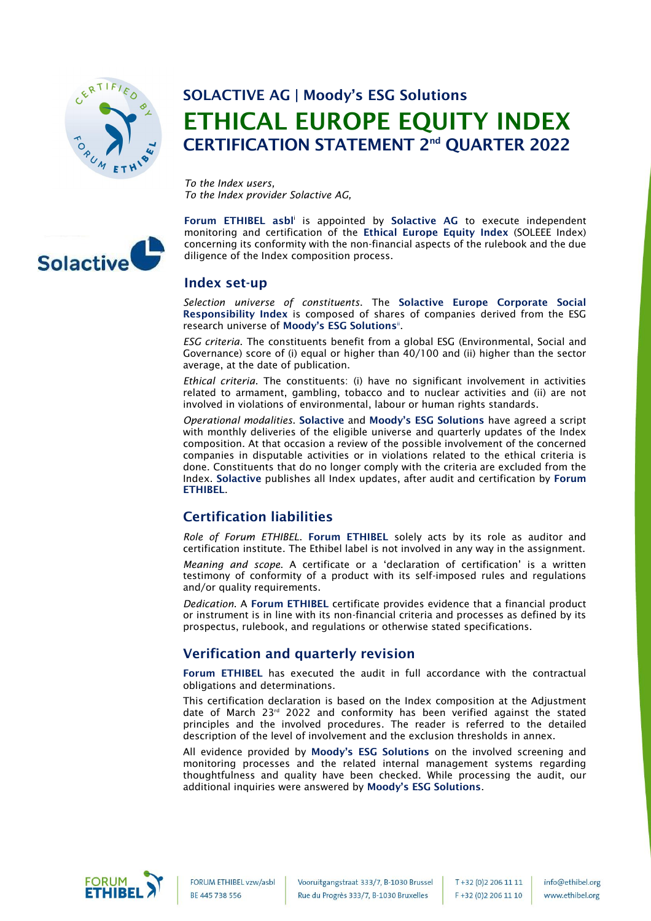# SOLACTIVE AG | Moody's ESG Solutions

# ETHICAL EUROPE EQUITY INDEX

## CERTIFICATION STATEMENT 2nd QUARTER 2022

*To the Index users,*
*To the Index provider Solactive AG,*

**Forum ETHIBEL asbl**[i] is appointed by **Solactive AG** to execute independent monitoring and certification of the **Ethical Europe Equity Index** (SOLEEE Index) concerning its conformity with the non-financial aspects of the rulebook and the due diligence of the Index composition process.

## Index set-up

*Selection universe of constituents.* The **Solactive Europe Corporate Social Responsibility Index** is composed of shares of companies derived from the ESG research universe of **Moody's ESG Solutions**[ii].

*ESG criteria.* The constituents benefit from a global ESG (Environmental, Social and Governance) score of (i) equal or higher than 40/100 and (ii) higher than the sector average, at the date of publication.

*Ethical criteria.* The constituents: (i) have no significant involvement in activities related to armament, gambling, tobacco and to nuclear activities and (ii) are not involved in violations of environmental, labour or human rights standards.

*Operational modalities.* **Solactive** and **Moody's ESG Solutions** have agreed a script with monthly deliveries of the eligible universe and quarterly updates of the Index composition. At that occasion a review of the possible involvement of the concerned companies in disputable activities or in violations related to the ethical criteria is done. Constituents that do no longer comply with the criteria are excluded from the Index. **Solactive** publishes all Index updates, after audit and certification by **Forum ETHIBEL**.

## Certification liabilities

*Role of Forum ETHIBEL.* **Forum ETHIBEL** solely acts by its role as auditor and certification institute. The Ethibel label is not involved in any way in the assignment.

*Meaning and scope.* A certificate or a 'declaration of certification' is a written testimony of conformity of a product with its self-imposed rules and regulations and/or quality requirements.

*Dedication.* A **Forum ETHIBEL** certificate provides evidence that a financial product or instrument is in line with its non-financial criteria and processes as defined by its prospectus, rulebook, and regulations or otherwise stated specifications.

## Verification and quarterly revision

**Forum ETHIBEL** has executed the audit in full accordance with the contractual obligations and determinations.

This certification declaration is based on the Index composition at the Adjustment date of March 23rd 2022 and conformity has been verified against the stated principles and the involved procedures. The reader is referred to the detailed description of the level of involvement and the exclusion thresholds in annex.

All evidence provided by **Moody's ESG Solutions** on the involved screening and monitoring processes and the related internal management systems regarding thoughtfulness and quality have been checked. While processing the audit, our additional inquiries were answered by **Moody's ESG Solutions**.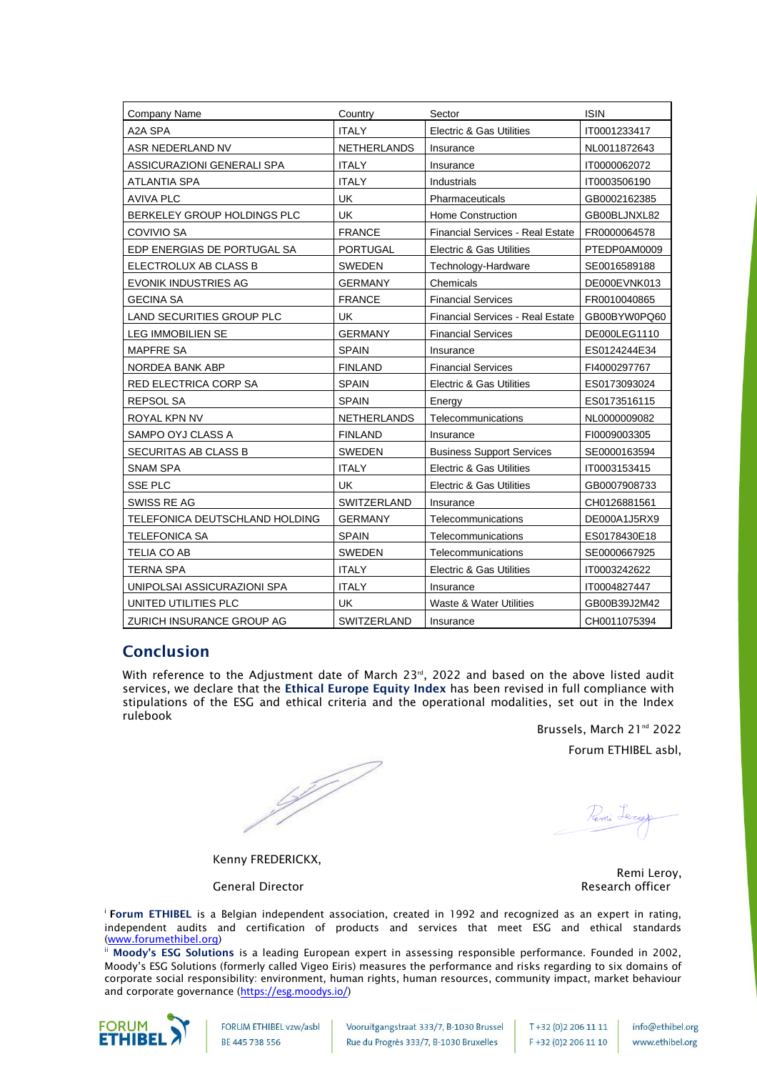| Company Name | Country | Sector | ISIN |
|---|---|---|---|
| A2A SPA | ITALY | Electric & Gas Utilities | IT0001233417 |
| ASR NEDERLAND NV | NETHERLANDS | Insurance | NL0011872643 |
| ASSICURAZIONI GENERALI SPA | ITALY | Insurance | IT0000062072 |
| ATLANTIA SPA | ITALY | Industrials | IT0003506190 |
| AVIVA PLC | UK | Pharmaceuticals | GB0002162385 |
| BERKELEY GROUP HOLDINGS PLC | UK | Home Construction | GB00BLJNXL82 |
| COVIVIO SA | FRANCE | Financial Services - Real Estate | FR0000064578 |
| EDP ENERGIAS DE PORTUGAL SA | PORTUGAL | Electric & Gas Utilities | PTEDP0AM0009 |
| ELECTROLUX AB CLASS B | SWEDEN | Technology-Hardware | SE0016589188 |
| EVONIK INDUSTRIES AG | GERMANY | Chemicals | DE000EVNK013 |
| GECINA SA | FRANCE | Financial Services | FR0010040865 |
| LAND SECURITIES GROUP PLC | UK | Financial Services - Real Estate | GB00BYW0PQ60 |
| LEG IMMOBILIEN SE | GERMANY | Financial Services | DE000LEG1110 |
| MAPFRE SA | SPAIN | Insurance | ES0124244E34 |
| NORDEA BANK ABP | FINLAND | Financial Services | FI4000297767 |
| RED ELECTRICA CORP SA | SPAIN | Electric & Gas Utilities | ES0173093024 |
| REPSOL SA | SPAIN | Energy | ES0173516115 |
| ROYAL KPN NV | NETHERLANDS | Telecommunications | NL0000009082 |
| SAMPO OYJ CLASS A | FINLAND | Insurance | FI0009003305 |
| SECURITAS AB CLASS B | SWEDEN | Business Support Services | SE0000163594 |
| SNAM SPA | ITALY | Electric & Gas Utilities | IT0003153415 |
| SSE PLC | UK | Electric & Gas Utilities | GB0007908733 |
| SWISS RE AG | SWITZERLAND | Insurance | CH0126881561 |
| TELEFONICA DEUTSCHLAND HOLDING | GERMANY | Telecommunications | DE000A1J5RX9 |
| TELEFONICA SA | SPAIN | Telecommunications | ES0178430E18 |
| TELIA CO AB | SWEDEN | Telecommunications | SE0000667925 |
| TERNA SPA | ITALY | Electric & Gas Utilities | IT0003242622 |
| UNIPOLSAI ASSICURAZIONI SPA | ITALY | Insurance | IT0004827447 |
| UNITED UTILITIES PLC | UK | Waste & Water Utilities | GB00B39J2M42 |
| ZURICH INSURANCE GROUP AG | SWITZERLAND | Insurance | CH0011075394 |

## Conclusion

With reference to the Adjustment date of March 23rd, 2022 and based on the above listed audit services, we declare that the **Ethical Europe Equity Index** has been revised in full compliance with stipulations of the ESG and ethical criteria and the operational modalities, set out in the Index rulebook

Brussels, March 21nd 2022

Forum ETHIBEL asbl,

Kenny FREDERICKX,

General Director

Remi Leroy,

Research officer

[i] **Forum ETHIBEL** is a Belgian independent association, created in 1992 and recognized as an expert in rating, independent audits and certification of products and services that meet ESG and ethical standards (www.forumethibel.org)

[ii] **Moody's ESG Solutions** is a leading European expert in assessing responsible performance. Founded in 2002, Moody's ESG Solutions (formerly called Vigeo Eiris) measures the performance and risks regarding to six domains of corporate social responsibility: environment, human rights, human resources, community impact, market behaviour and corporate governance (https://esg.moodys.io/)

FORUM ETHIBEL vzw/asbl BE 445 738 556 | Vooruitgangstraat 333/7, B-1030 Brussel Rue du Progrès 333/7, B-1030 Bruxelles | T +32 (0)2 206 11 11 F +32 (0)2 206 11 10 | info@ethibel.org www.ethibel.org